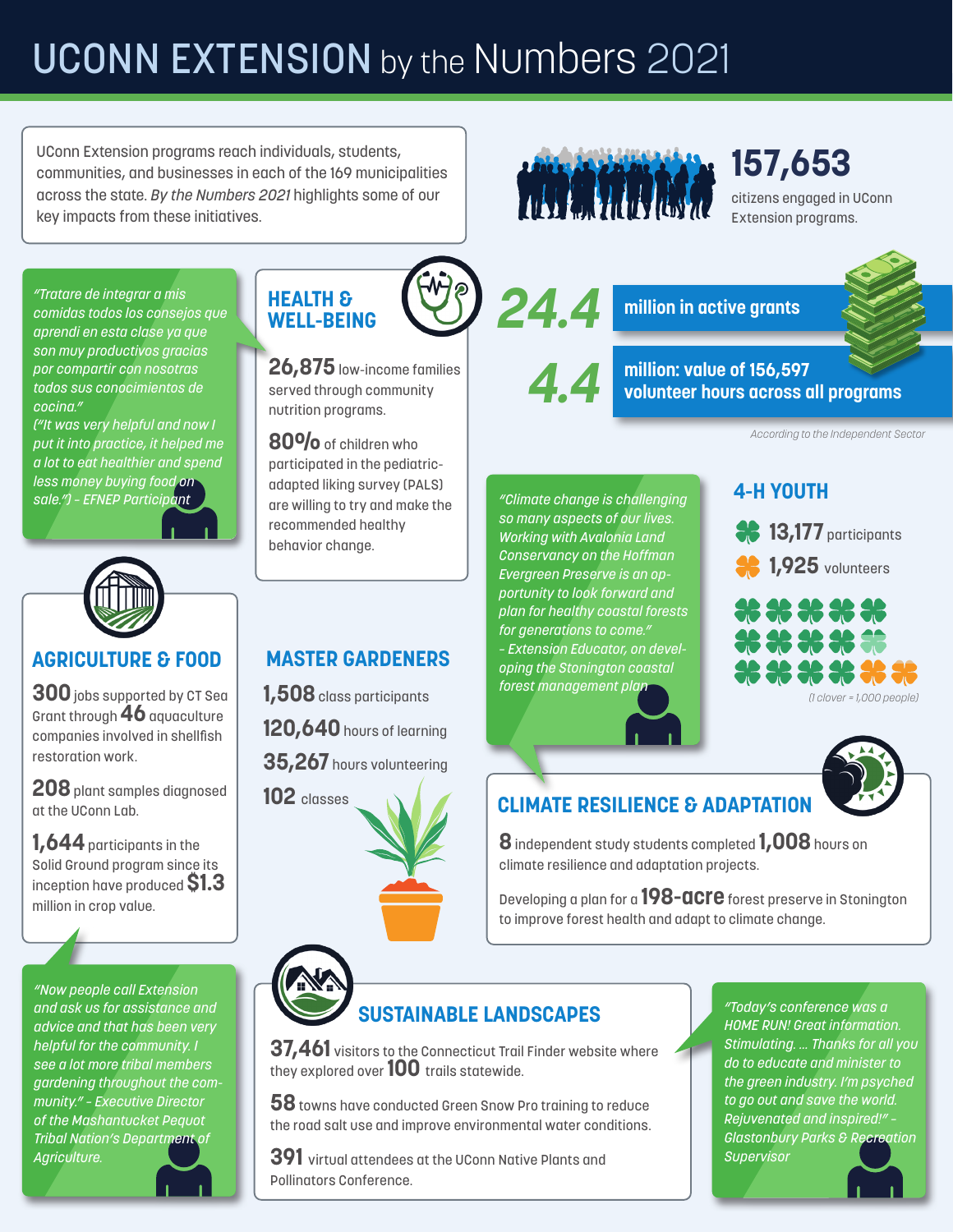# UCONN EXTENSION by the Numbers 2021

UConn Extension programs reach individuals, students, communities, and businesses in each of the 169 municipalities across the state. *By the Numbers 2021* highlights some of our key impacts from these initiatives.

**157,653** citizens engaged in UConn Extension programs.

**24.4** million in active grants

**4.4** million: value of 156,597 volunteer hours across all programs

*According to the Independent Sector*

*"Tratare de integrar a mis comidas todos los consejos que aprendi en esta clase ya que son muy productivos gracias por compartir con nosotras todos sus conocimientos de cocina."*
*("It was very helpful and now I put it into practice, it helped me a lot to eat healthier and spend less money buying food on sale.") - EFNEP Participant*

## HEALTH & WELL-BEING

**26,875** low-income families served through community nutrition programs.

**80%** of children who participated in the pediatric-adapted liking survey (PALS) are willing to try and make the recommended healthy behavior change.

## 4-H YOUTH

**13,177** participants

**1,925** volunteers

*(1 clover = 1,000 people)*

*"Climate change is challenging so many aspects of our lives. Working with Avalonia Land Conservancy on the Hoffman Evergreen Preserve is an opportunity to look forward and plan for healthy coastal forests for generations to come." - Extension Educator, on developing the Stonington coastal forest management plan*

## AGRICULTURE & FOOD

**300** jobs supported by CT Sea Grant through **46** aquaculture companies involved in shellfish restoration work.

**208** plant samples diagnosed at the UConn Lab.

**1,644** participants in the Solid Ground program since its inception have produced **$1.3** million in crop value.

## MASTER GARDENERS

**1,508** class participants

**120,640** hours of learning

**35,267** hours volunteering

**102** classes

## CLIMATE RESILIENCE & ADAPTATION

**8** independent study students completed **1,008** hours on climate resilience and adaptation projects.

Developing a plan for a **198-acre** forest preserve in Stonington to improve forest health and adapt to climate change.

*"Now people call Extension and ask us for assistance and advice and that has been very helpful for the community. I see a lot more tribal members gardening throughout the community." - Executive Director of the Mashantucket Pequot Tribal Nation's Department of Agriculture.*

## SUSTAINABLE LANDSCAPES

**37,461** visitors to the Connecticut Trail Finder website where they explored over **100** trails statewide.

**58** towns have conducted Green Snow Pro training to reduce the road salt use and improve environmental water conditions.

**391** virtual attendees at the UConn Native Plants and Pollinators Conference.

*"Today's conference was a HOME RUN! Great information. Stimulating. ... Thanks for all you do to educate and minister to the green industry. I'm psyched to go out and save the world. Rejuvenated and inspired!" - Glastonbury Parks & Recreation Supervisor*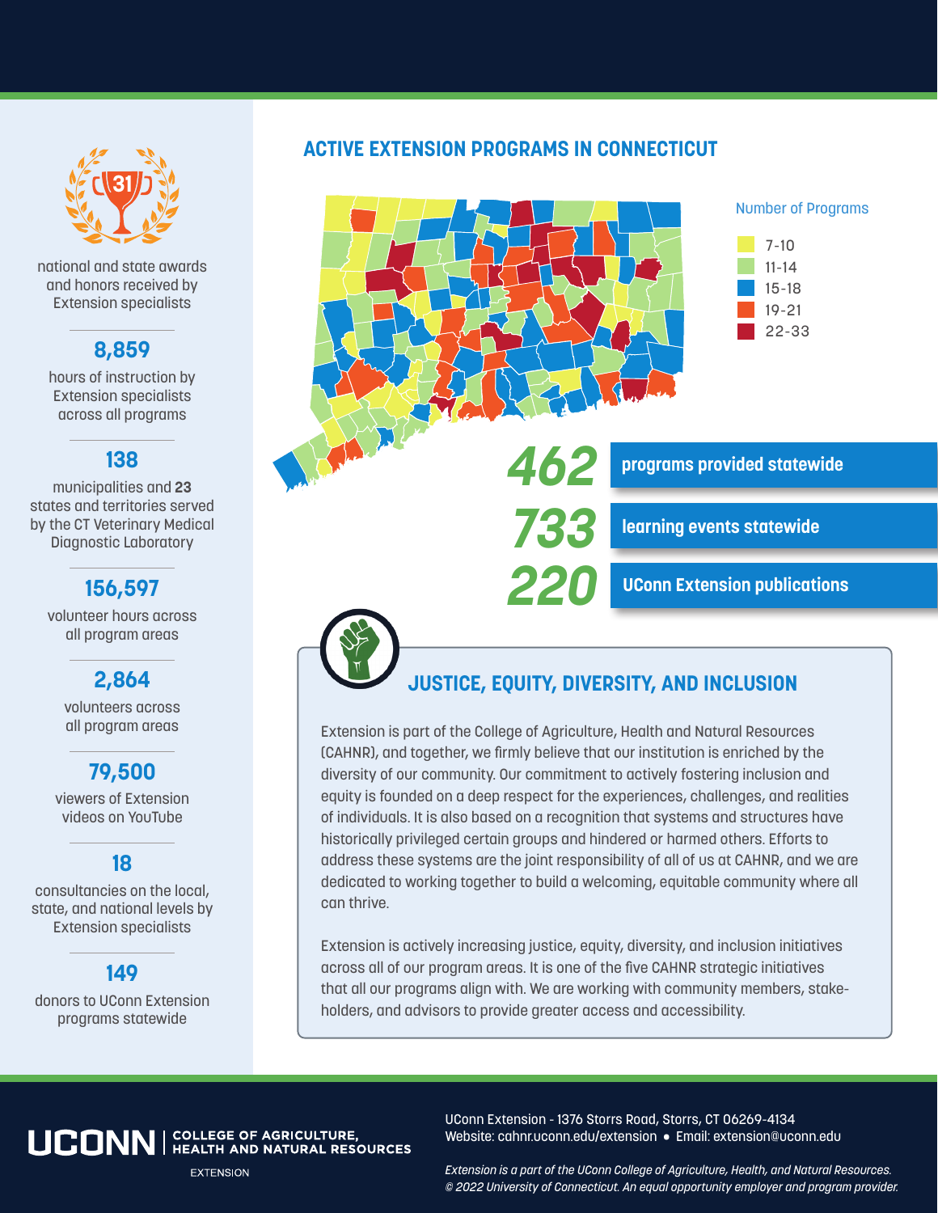31

national and state awards and honors received by Extension specialists

**8,859**

hours of instruction by Extension specialists across all programs

**138**

municipalities and **23** states and territories served by the CT Veterinary Medical Diagnostic Laboratory

**156,597**

volunteer hours across all program areas

**2,864**

volunteers across all program areas

**79,500**

viewers of Extension videos on YouTube

**18**

consultancies on the local, state, and national levels by Extension specialists

**149**

donors to UConn Extension programs statewide

## ACTIVE EXTENSION PROGRAMS IN CONNECTICUT

Number of Programs

7-10
11-14
15-18
19-21
22-33

**462** programs provided statewide

**733** learning events statewide

**220** UConn Extension publications

## JUSTICE, EQUITY, DIVERSITY, AND INCLUSION

Extension is part of the College of Agriculture, Health and Natural Resources (CAHNR), and together, we firmly believe that our institution is enriched by the diversity of our community. Our commitment to actively fostering inclusion and equity is founded on a deep respect for the experiences, challenges, and realities of individuals. It is also based on a recognition that systems and structures have historically privileged certain groups and hindered or harmed others. Efforts to address these systems are the joint responsibility of all of us at CAHNR, and we are dedicated to working together to build a welcoming, equitable community where all can thrive.

Extension is actively increasing justice, equity, diversity, and inclusion initiatives across all of our program areas. It is one of the five CAHNR strategic initiatives that all our programs align with. We are working with community members, stakeholders, and advisors to provide greater access and accessibility.

UCONN | COLLEGE OF AGRICULTURE, HEALTH AND NATURAL RESOURCES

EXTENSION

UConn Extension - 1376 Storrs Road, Storrs, CT 06269-4134
Website: cahnr.uconn.edu/extension • Email: extension@uconn.edu

*Extension is a part of the UConn College of Agriculture, Health, and Natural Resources.*
*© 2022 University of Connecticut. An equal opportunity employer and program provider.*